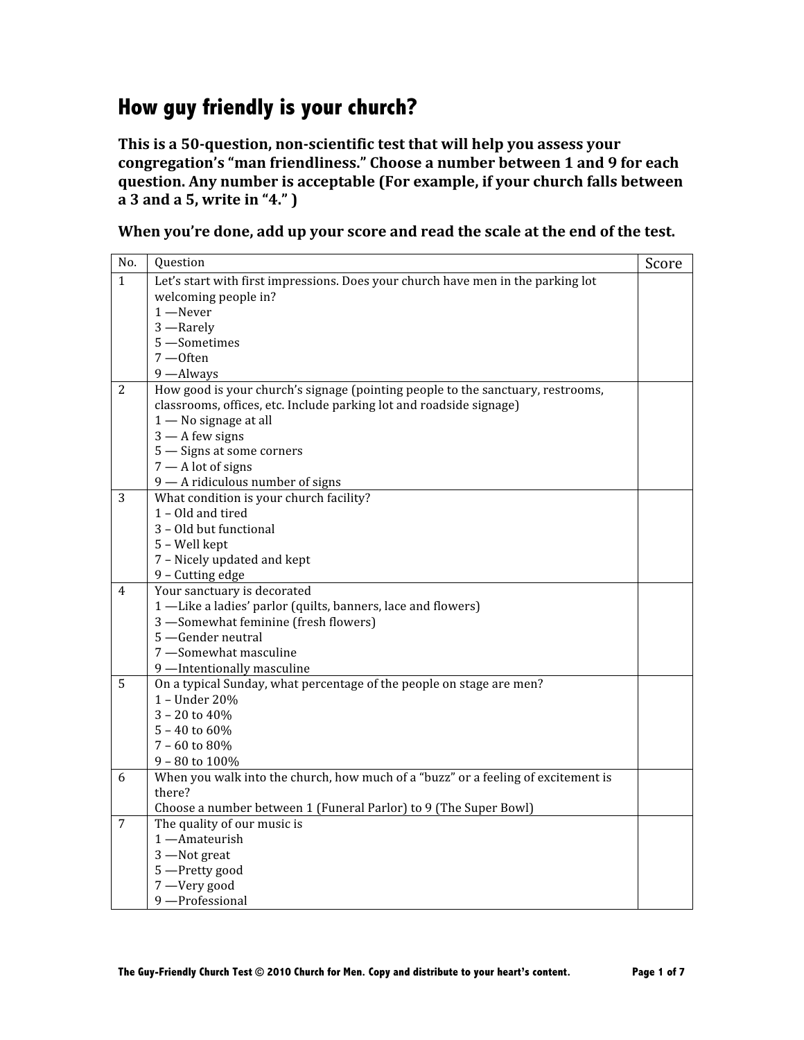# How guy friendly is your church?

**This is a 50-question, non-scientific test that will help you assess your congregation's "man friendliness." Choose a number between 1 and 9 for each question. Any number is acceptable (For example, if your church falls between a 3 and a 5, write in "4." )**

**When you're done, add up your score and read the scale at the end of the test.**

| No. | Question | Score |
|---|---|---|
| 1 | Let's start with first impressions. Does your church have men in the parking lot welcoming people in?<br>1 —Never<br>3 —Rarely<br>5 —Sometimes<br>7 —Often<br>9 —Always | |
| 2 | How good is your church's signage (pointing people to the sanctuary, restrooms, classrooms, offices, etc. Include parking lot and roadside signage)<br>1 — No signage at all<br>3 — A few signs<br>5 — Signs at some corners<br>7 — A lot of signs<br>9 — A ridiculous number of signs | |
| 3 | What condition is your church facility?<br>1 – Old and tired<br>3 – Old but functional<br>5 – Well kept<br>7 – Nicely updated and kept<br>9 – Cutting edge | |
| 4 | Your sanctuary is decorated<br>1 —Like a ladies' parlor (quilts, banners, lace and flowers)<br>3 —Somewhat feminine (fresh flowers)<br>5 —Gender neutral<br>7 —Somewhat masculine<br>9 —Intentionally masculine | |
| 5 | On a typical Sunday, what percentage of the people on stage are men?<br>1 – Under 20%<br>3 – 20 to 40%<br>5 – 40 to 60%<br>7 – 60 to 80%<br>9 – 80 to 100% | |
| 6 | When you walk into the church, how much of a "buzz" or a feeling of excitement is there?<br>Choose a number between 1 (Funeral Parlor) to 9 (The Super Bowl) | |
| 7 | The quality of our music is<br>1 —Amateurish<br>3 —Not great<br>5 —Pretty good<br>7 —Very good<br>9 —Professional | |

The Guy-Friendly Church Test © 2010 Church for Men. Copy and distribute to your heart's content.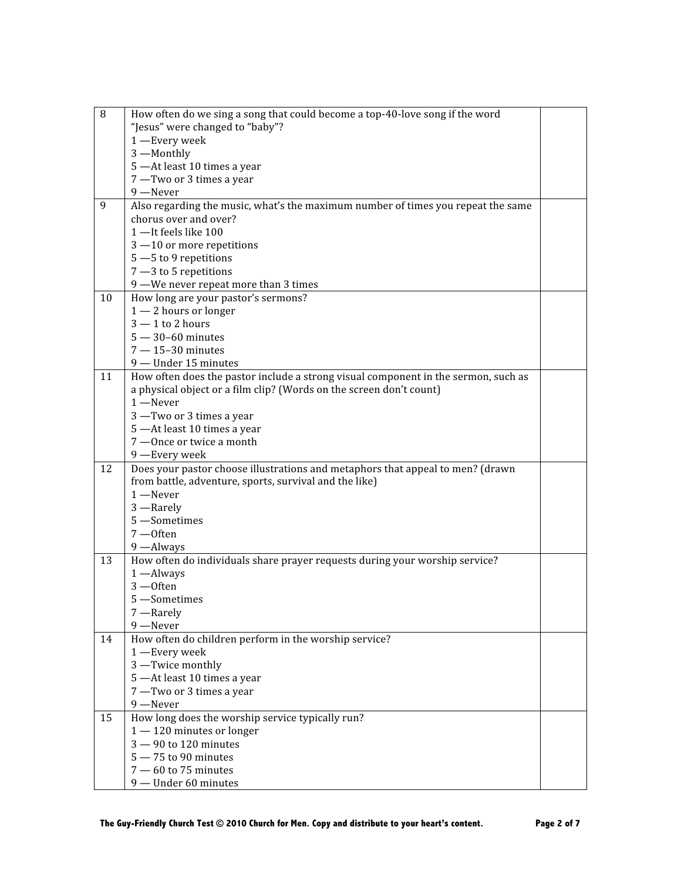| | | |
|---|---|---|
| 8 | How often do we sing a song that could become a top-40-love song if the word "Jesus" were changed to "baby"?<br>1 —Every week<br>3 —Monthly<br>5 —At least 10 times a year<br>7 —Two or 3 times a year<br>9 —Never | |
| 9 | Also regarding the music, what's the maximum number of times you repeat the same chorus over and over?<br>1 —It feels like 100<br>3 —10 or more repetitions<br>5 —5 to 9 repetitions<br>7 —3 to 5 repetitions<br>9 —We never repeat more than 3 times | |
| 10 | How long are your pastor's sermons?<br>1 — 2 hours or longer<br>3 — 1 to 2 hours<br>5 — 30–60 minutes<br>7 — 15–30 minutes<br>9 — Under 15 minutes | |
| 11 | How often does the pastor include a strong visual component in the sermon, such as a physical object or a film clip? (Words on the screen don't count)<br>1 —Never<br>3 —Two or 3 times a year<br>5 —At least 10 times a year<br>7 —Once or twice a month<br>9 —Every week | |
| 12 | Does your pastor choose illustrations and metaphors that appeal to men? (drawn from battle, adventure, sports, survival and the like)<br>1 —Never<br>3 —Rarely<br>5 —Sometimes<br>7 —Often<br>9 —Always | |
| 13 | How often do individuals share prayer requests during your worship service?<br>1 —Always<br>3 —Often<br>5 —Sometimes<br>7 —Rarely<br>9 —Never | |
| 14 | How often do children perform in the worship service?<br>1 —Every week<br>3 —Twice monthly<br>5 —At least 10 times a year<br>7 —Two or 3 times a year<br>9 —Never | |
| 15 | How long does the worship service typically run?<br>1 — 120 minutes or longer<br>3 — 90 to 120 minutes<br>5 — 75 to 90 minutes<br>7 — 60 to 75 minutes<br>9 — Under 60 minutes | |

**The Guy-Friendly Church Test © 2010 Church for Men. Copy and distribute to your heart's content.**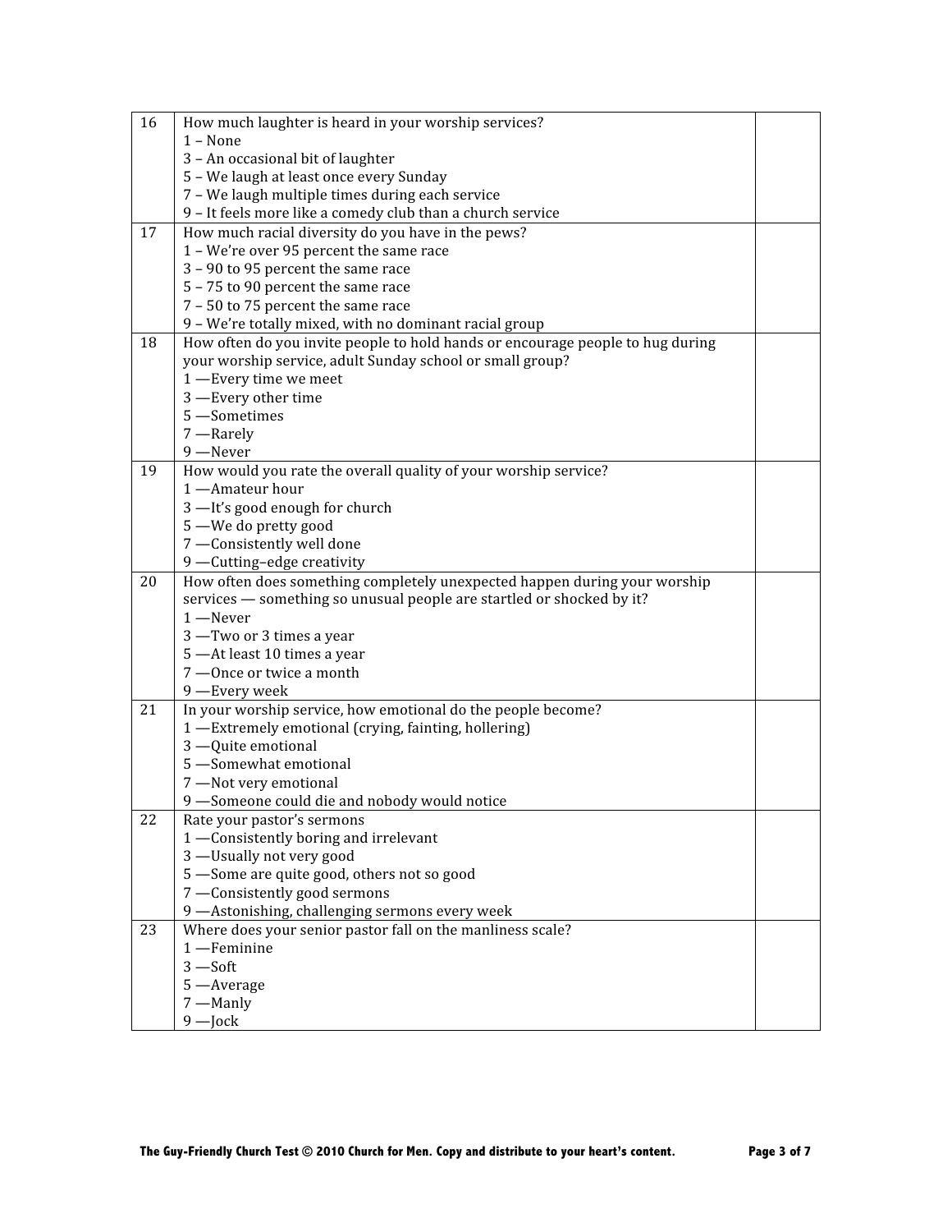| | | |
|---|---|---|
| 16 | How much laughter is heard in your worship services?<br>1 – None<br>3 – An occasional bit of laughter<br>5 – We laugh at least once every Sunday<br>7 – We laugh multiple times during each service<br>9 – It feels more like a comedy club than a church service | |
| 17 | How much racial diversity do you have in the pews?<br>1 – We're over 95 percent the same race<br>3 – 90 to 95 percent the same race<br>5 – 75 to 90 percent the same race<br>7 – 50 to 75 percent the same race<br>9 – We're totally mixed, with no dominant racial group | |
| 18 | How often do you invite people to hold hands or encourage people to hug during your worship service, adult Sunday school or small group?<br>1 —Every time we meet<br>3 —Every other time<br>5 —Sometimes<br>7 —Rarely<br>9 —Never | |
| 19 | How would you rate the overall quality of your worship service?<br>1 —Amateur hour<br>3 —It's good enough for church<br>5 —We do pretty good<br>7 —Consistently well done<br>9 —Cutting–edge creativity | |
| 20 | How often does something completely unexpected happen during your worship services — something so unusual people are startled or shocked by it?<br>1 —Never<br>3 —Two or 3 times a year<br>5 —At least 10 times a year<br>7 —Once or twice a month<br>9 —Every week | |
| 21 | In your worship service, how emotional do the people become?<br>1 —Extremely emotional (crying, fainting, hollering)<br>3 —Quite emotional<br>5 —Somewhat emotional<br>7 —Not very emotional<br>9 —Someone could die and nobody would notice | |
| 22 | Rate your pastor's sermons<br>1 —Consistently boring and irrelevant<br>3 —Usually not very good<br>5 —Some are quite good, others not so good<br>7 —Consistently good sermons<br>9 —Astonishing, challenging sermons every week | |
| 23 | Where does your senior pastor fall on the manliness scale?<br>1 —Feminine<br>3 —Soft<br>5 —Average<br>7 —Manly<br>9 —Jock | |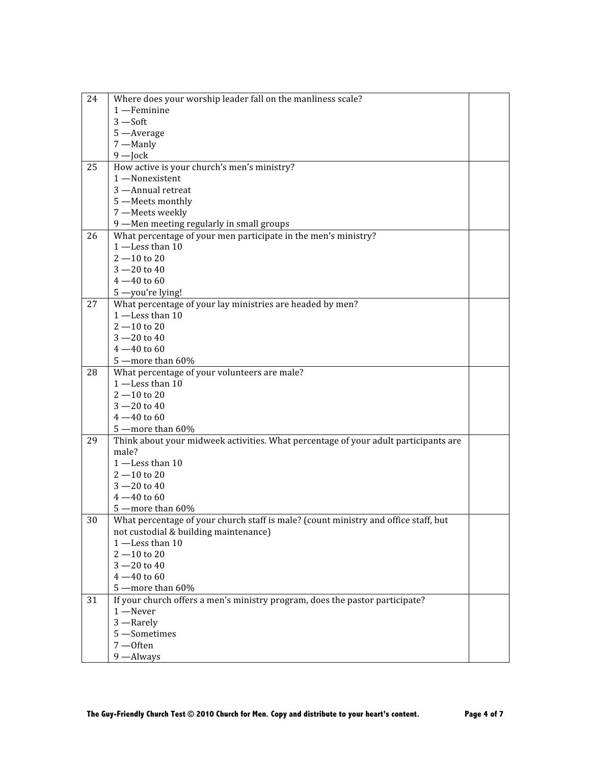| | | |
|---|---|---|
| 24 | Where does your worship leader fall on the manliness scale?<br>1 —Feminine<br>3 —Soft<br>5 —Average<br>7 —Manly<br>9 —Jock | |
| 25 | How active is your church's men's ministry?<br>1 —Nonexistent<br>3 —Annual retreat<br>5 —Meets monthly<br>7 —Meets weekly<br>9 —Men meeting regularly in small groups | |
| 26 | What percentage of your men participate in the men's ministry?<br>1 —Less than 10<br>2 —10 to 20<br>3 —20 to 40<br>4 —40 to 60<br>5 —you're lying! | |
| 27 | What percentage of your lay ministries are headed by men?<br>1 —Less than 10<br>2 —10 to 20<br>3 —20 to 40<br>4 —40 to 60<br>5 —more than 60% | |
| 28 | What percentage of your volunteers are male?<br>1 —Less than 10<br>2 —10 to 20<br>3 —20 to 40<br>4 —40 to 60<br>5 —more than 60% | |
| 29 | Think about your midweek activities. What percentage of your adult participants are male?<br>1 —Less than 10<br>2 —10 to 20<br>3 —20 to 40<br>4 —40 to 60<br>5 —more than 60% | |
| 30 | What percentage of your church staff is male? (count ministry and office staff, but not custodial & building maintenance)<br>1 —Less than 10<br>2 —10 to 20<br>3 —20 to 40<br>4 —40 to 60<br>5 —more than 60% | |
| 31 | If your church offers a men's ministry program, does the pastor participate?<br>1 —Never<br>3 —Rarely<br>5 —Sometimes<br>7 —Often<br>9 —Always | |

**The Guy-Friendly Church Test © 2010 Church for Men. Copy and distribute to your heart's content.**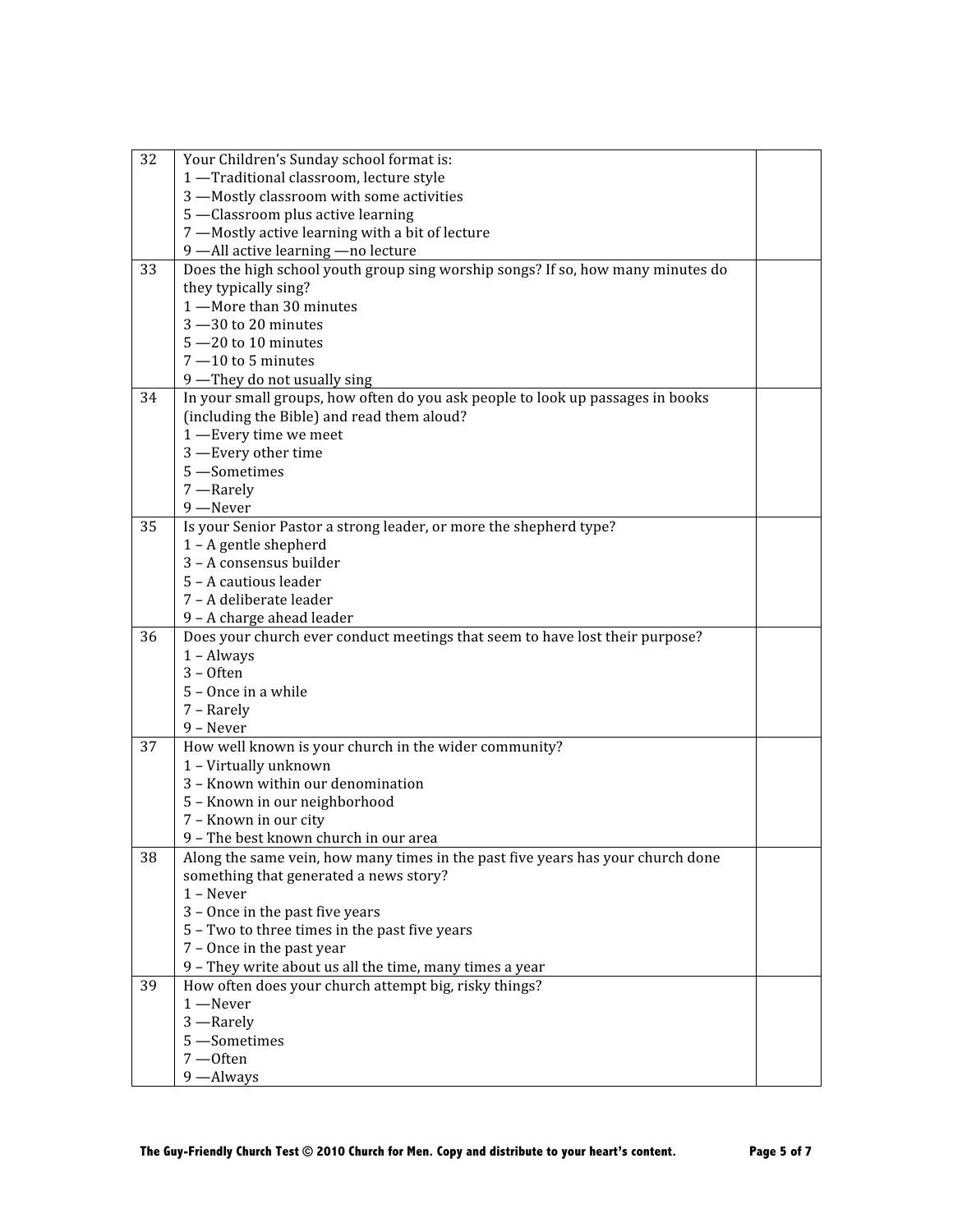| | | |
|---|---|---|
| 32 | Your Children's Sunday school format is:<br>1 —Traditional classroom, lecture style<br>3 —Mostly classroom with some activities<br>5 —Classroom plus active learning<br>7 —Mostly active learning with a bit of lecture<br>9 —All active learning —no lecture | |
| 33 | Does the high school youth group sing worship songs? If so, how many minutes do they typically sing?<br>1 —More than 30 minutes<br>3 —30 to 20 minutes<br>5 —20 to 10 minutes<br>7 —10 to 5 minutes<br>9 —They do not usually sing | |
| 34 | In your small groups, how often do you ask people to look up passages in books (including the Bible) and read them aloud?<br>1 —Every time we meet<br>3 —Every other time<br>5 —Sometimes<br>7 —Rarely<br>9 —Never | |
| 35 | Is your Senior Pastor a strong leader, or more the shepherd type?<br>1 – A gentle shepherd<br>3 – A consensus builder<br>5 – A cautious leader<br>7 – A deliberate leader<br>9 – A charge ahead leader | |
| 36 | Does your church ever conduct meetings that seem to have lost their purpose?<br>1 – Always<br>3 – Often<br>5 – Once in a while<br>7 – Rarely<br>9 – Never | |
| 37 | How well known is your church in the wider community?<br>1 – Virtually unknown<br>3 – Known within our denomination<br>5 – Known in our neighborhood<br>7 – Known in our city<br>9 – The best known church in our area | |
| 38 | Along the same vein, how many times in the past five years has your church done something that generated a news story?<br>1 – Never<br>3 – Once in the past five years<br>5 – Two to three times in the past five years<br>7 – Once in the past year<br>9 – They write about us all the time, many times a year | |
| 39 | How often does your church attempt big, risky things?<br>1 —Never<br>3 —Rarely<br>5 —Sometimes<br>7 —Often<br>9 —Always | |

**The Guy-Friendly Church Test © 2010 Church for Men. Copy and distribute to your heart's content.**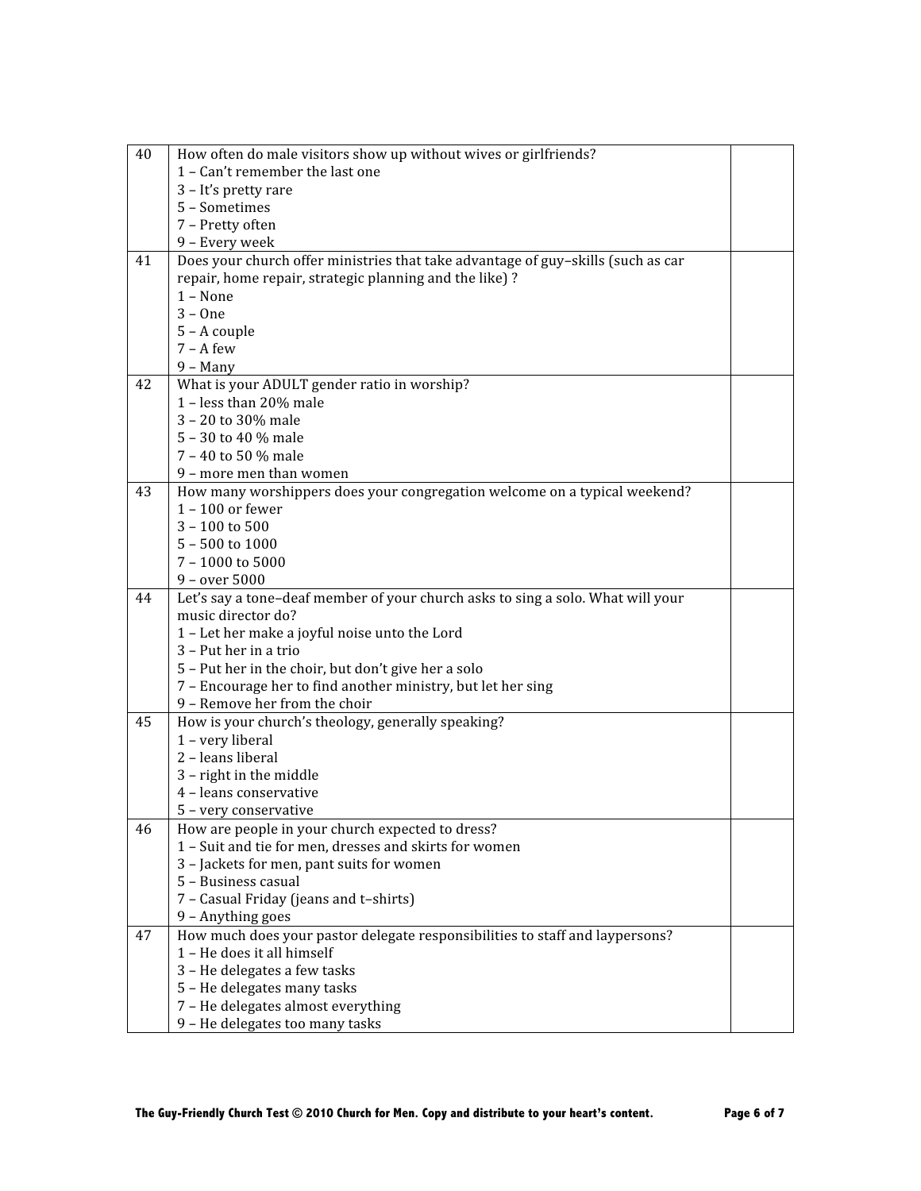| | | |
|---|---|---|
| 40 | How often do male visitors show up without wives or girlfriends?<br>1 – Can't remember the last one<br>3 – It's pretty rare<br>5 – Sometimes<br>7 – Pretty often<br>9 – Every week | |
| 41 | Does your church offer ministries that take advantage of guy–skills (such as car repair, home repair, strategic planning and the like) ?<br>1 – None<br>3 – One<br>5 – A couple<br>7 – A few<br>9 – Many | |
| 42 | What is your ADULT gender ratio in worship?<br>1 – less than 20% male<br>3 – 20 to 30% male<br>5 – 30 to 40 % male<br>7 – 40 to 50 % male<br>9 – more men than women | |
| 43 | How many worshippers does your congregation welcome on a typical weekend?<br>1 – 100 or fewer<br>3 – 100 to 500<br>5 – 500 to 1000<br>7 – 1000 to 5000<br>9 – over 5000 | |
| 44 | Let's say a tone–deaf member of your church asks to sing a solo. What will your music director do?<br>1 – Let her make a joyful noise unto the Lord<br>3 – Put her in a trio<br>5 – Put her in the choir, but don't give her a solo<br>7 – Encourage her to find another ministry, but let her sing<br>9 – Remove her from the choir | |
| 45 | How is your church's theology, generally speaking?<br>1 – very liberal<br>2 – leans liberal<br>3 – right in the middle<br>4 – leans conservative<br>5 – very conservative | |
| 46 | How are people in your church expected to dress?<br>1 – Suit and tie for men, dresses and skirts for women<br>3 – Jackets for men, pant suits for women<br>5 – Business casual<br>7 – Casual Friday (jeans and t–shirts)<br>9 – Anything goes | |
| 47 | How much does your pastor delegate responsibilities to staff and laypersons?<br>1 – He does it all himself<br>3 – He delegates a few tasks<br>5 – He delegates many tasks<br>7 – He delegates almost everything<br>9 – He delegates too many tasks | |

**The Guy-Friendly Church Test © 2010 Church for Men. Copy and distribute to your heart's content.**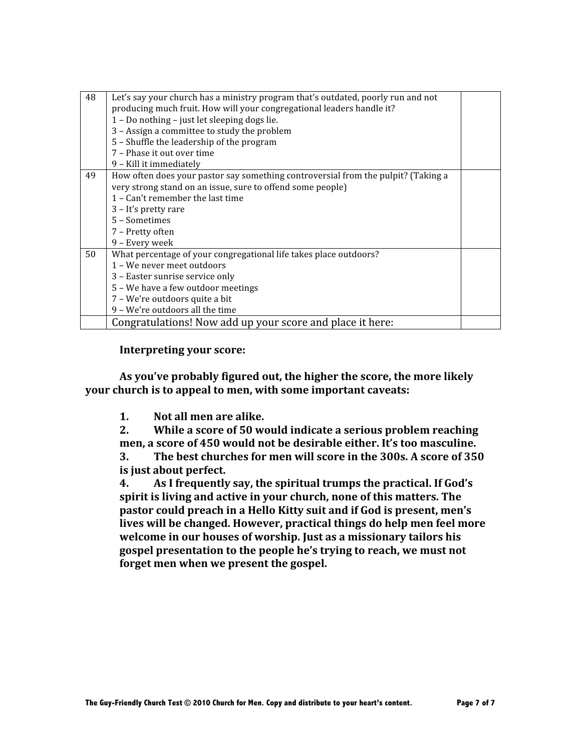| | | |
|---|---|---|
| 48 | Let's say your church has a ministry program that's outdated, poorly run and not producing much fruit. How will your congregational leaders handle it?<br>1 – Do nothing – just let sleeping dogs lie.<br>3 – Assign a committee to study the problem<br>5 – Shuffle the leadership of the program<br>7 – Phase it out over time<br>9 – Kill it immediately | |
| 49 | How often does your pastor say something controversial from the pulpit? (Taking a very strong stand on an issue, sure to offend some people)<br>1 – Can't remember the last time<br>3 – It's pretty rare<br>5 – Sometimes<br>7 – Pretty often<br>9 – Every week | |
| 50 | What percentage of your congregational life takes place outdoors?<br>1 – We never meet outdoors<br>3 – Easter sunrise service only<br>5 – We have a few outdoor meetings<br>7 – We're outdoors quite a bit<br>9 – We're outdoors all the time | |
| | Congratulations! Now add up your score and place it here: | |

**Interpreting your score:**

**As you've probably figured out, the higher the score, the more likely your church is to appeal to men, with some important caveats:**

1. **Not all men are alike.**
2. **While a score of 50 would indicate a serious problem reaching men, a score of 450 would not be desirable either. It's too masculine.**
3. **The best churches for men will score in the 300s. A score of 350 is just about perfect.**
4. **As I frequently say, the spiritual trumps the practical. If God's spirit is living and active in your church, none of this matters. The pastor could preach in a Hello Kitty suit and if God is present, men's lives will be changed. However, practical things do help men feel more welcome in our houses of worship. Just as a missionary tailors his gospel presentation to the people he's trying to reach, we must not forget men when we present the gospel.**

The Guy-Friendly Church Test © 2010 Church for Men. Copy and distribute to your heart's content.